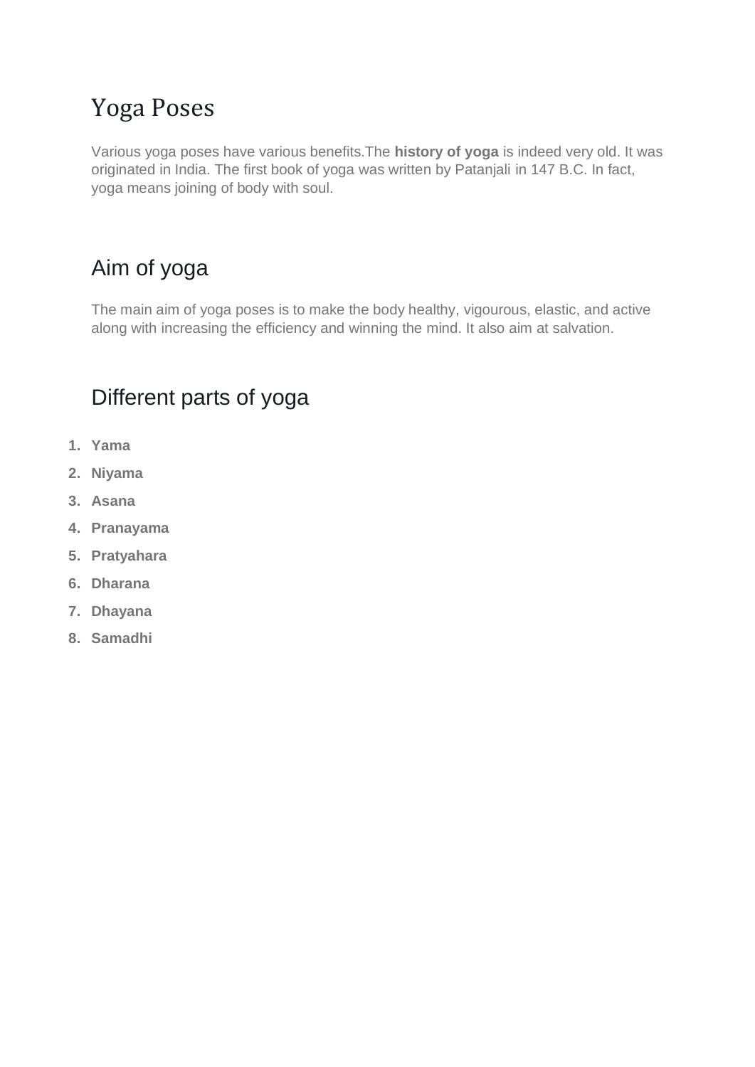# Yoga Poses

Various yoga poses have various benefits.The **history of yoga** is indeed very old. It was originated in India. The first book of yoga was written by Patanjali in 147 B.C. In fact, yoga means joining of body with soul.

## Aim of yoga

The main aim of yoga poses is to make the body healthy, vigourous, elastic, and active along with increasing the efficiency and winning the mind. It also aim at salvation.

## Different parts of yoga

1. **Yama**
2. **Niyama**
3. **Asana**
4. **Pranayama**
5. **Pratyahara**
6. **Dharana**
7. **Dhayana**
8. **Samadhi**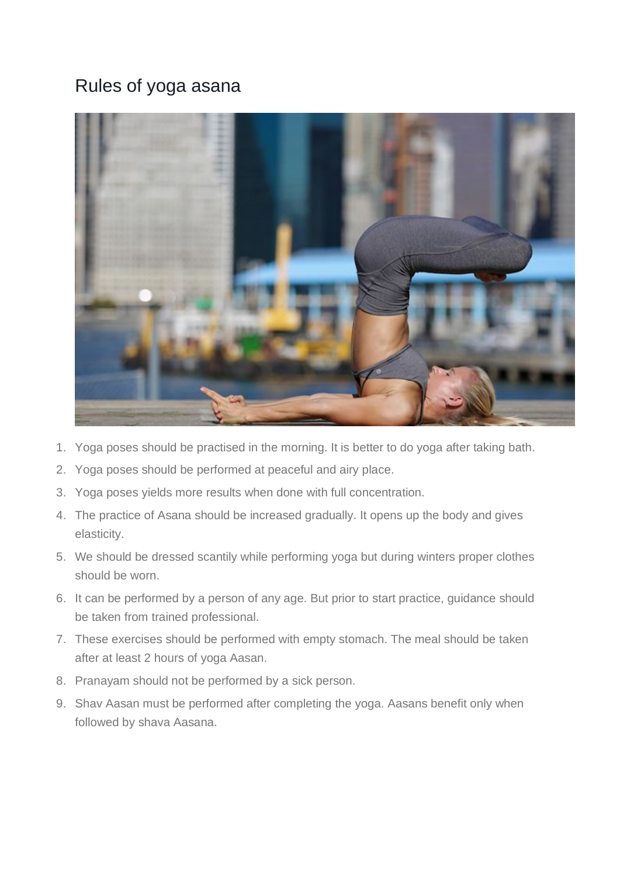# Rules of yoga asana

1. Yoga poses should be practised in the morning. It is better to do yoga after taking bath.
2. Yoga poses should be performed at peaceful and airy place.
3. Yoga poses yields more results when done with full concentration.
4. The practice of Asana should be increased gradually. It opens up the body and gives elasticity.
5. We should be dressed scantily while performing yoga but during winters proper clothes should be worn.
6. It can be performed by a person of any age. But prior to start practice, guidance should be taken from trained professional.
7. These exercises should be performed with empty stomach. The meal should be taken after at least 2 hours of yoga Aasan.
8. Pranayam should not be performed by a sick person.
9. Shav Aasan must be performed after completing the yoga. Aasans benefit only when followed by shava Aasana.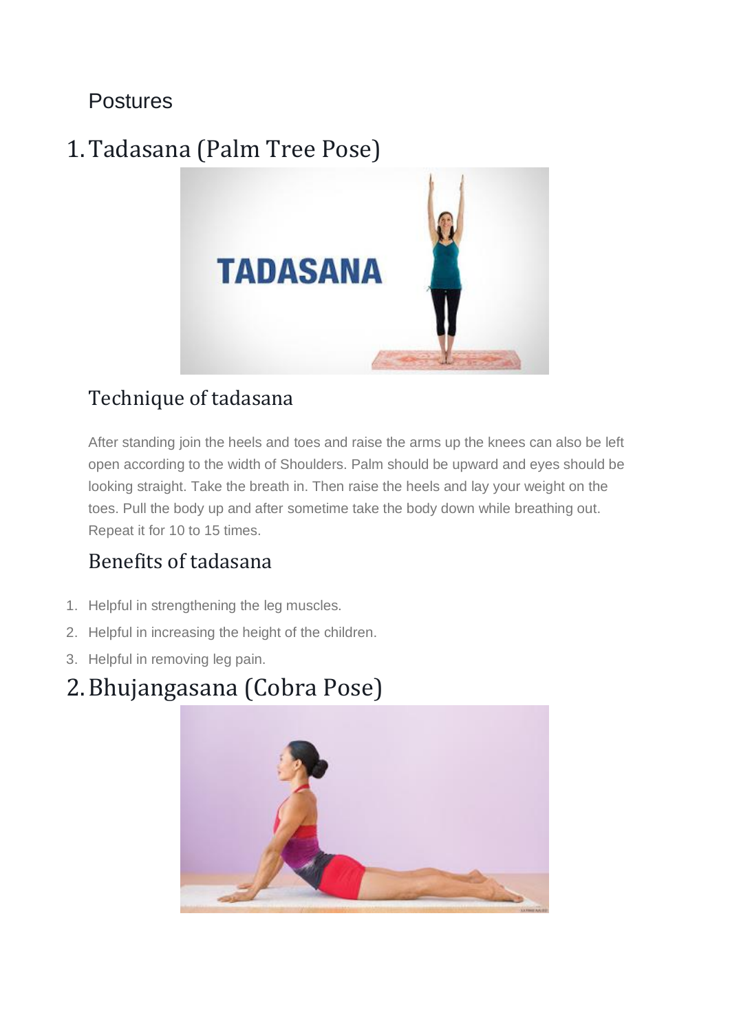Postures

# 1. Tadasana (Palm Tree Pose)

## Technique of tadasana

After standing join the heels and toes and raise the arms up the knees can also be left open according to the width of Shoulders. Palm should be upward and eyes should be looking straight. Take the breath in. Then raise the heels and lay your weight on the toes. Pull the body up and after sometime take the body down while breathing out. Repeat it for 10 to 15 times.

## Benefits of tadasana

1. Helpful in strengthening the leg muscles.
2. Helpful in increasing the height of the children.
3. Helpful in removing leg pain.

# 2. Bhujangasana (Cobra Pose)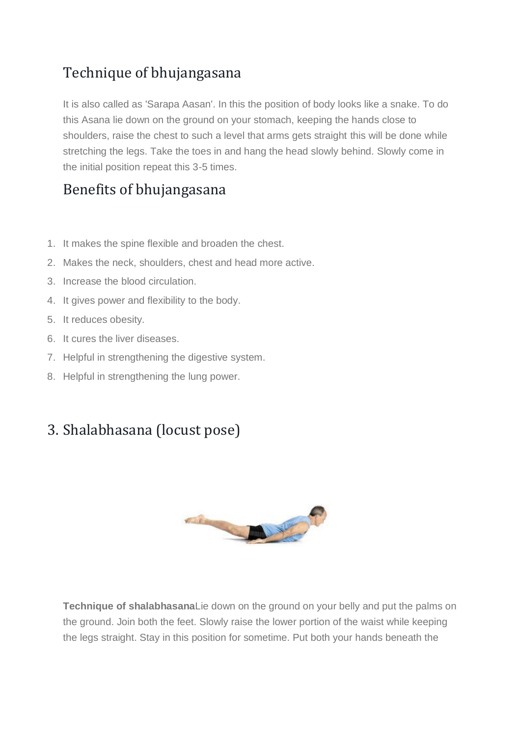## Technique of bhujangasana

It is also called as 'Sarapa Aasan'. In this the position of body looks like a snake. To do this Asana lie down on the ground on your stomach, keeping the hands close to shoulders, raise the chest to such a level that arms gets straight this will be done while stretching the legs. Take the toes in and hang the head slowly behind. Slowly come in the initial position repeat this 3-5 times.

## Benefits of bhujangasana

1. It makes the spine flexible and broaden the chest.
2. Makes the neck, shoulders, chest and head more active.
3. Increase the blood circulation.
4. It gives power and flexibility to the body.
5. It reduces obesity.
6. It cures the liver diseases.
7. Helpful in strengthening the digestive system.
8. Helpful in strengthening the lung power.

## 3. Shalabhasana (locust pose)

**Technique of shalabhasana**Lie down on the ground on your belly and put the palms on the ground. Join both the feet. Slowly raise the lower portion of the waist while keeping the legs straight. Stay in this position for sometime. Put both your hands beneath the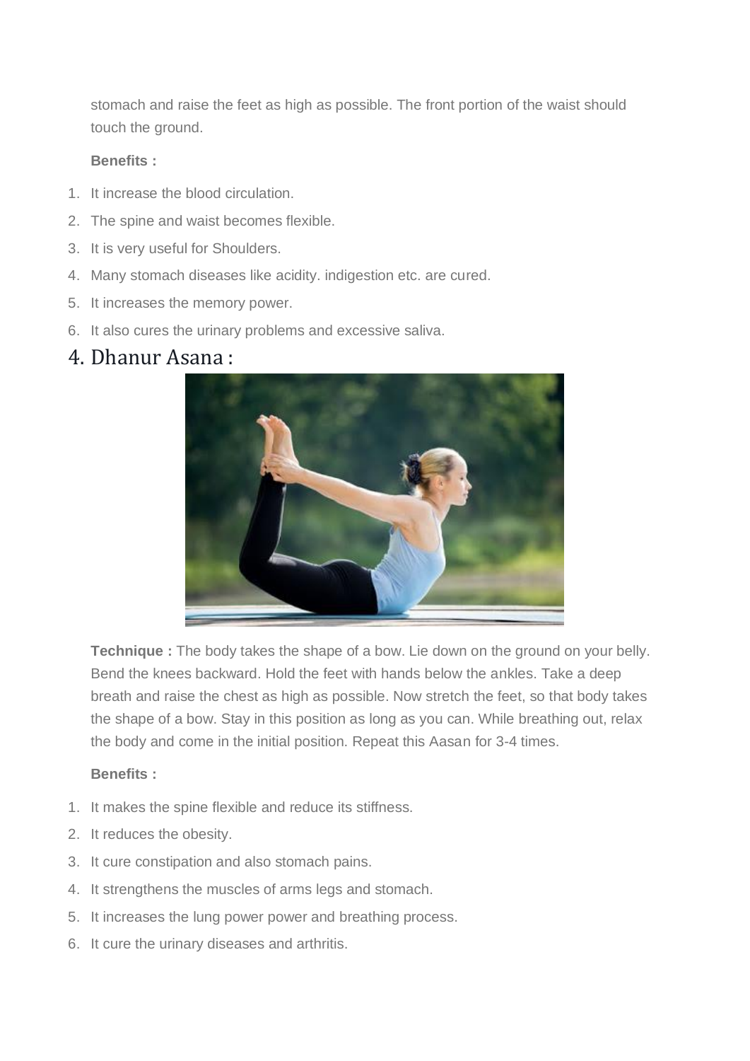stomach and raise the feet as high as possible. The front portion of the waist should touch the ground.

**Benefits :**

1. It increase the blood circulation.
2. The spine and waist becomes flexible.
3. It is very useful for Shoulders.
4. Many stomach diseases like acidity. indigestion etc. are cured.
5. It increases the memory power.
6. It also cures the urinary problems and excessive saliva.

## 4. Dhanur Asana :

**Technique :** The body takes the shape of a bow. Lie down on the ground on your belly. Bend the knees backward. Hold the feet with hands below the ankles. Take a deep breath and raise the chest as high as possible. Now stretch the feet, so that body takes the shape of a bow. Stay in this position as long as you can. While breathing out, relax the body and come in the initial position. Repeat this Aasan for 3-4 times.

**Benefits :**

1. It makes the spine flexible and reduce its stiffness.
2. It reduces the obesity.
3. It cure constipation and also stomach pains.
4. It strengthens the muscles of arms legs and stomach.
5. It increases the lung power power and breathing process.
6. It cure the urinary diseases and arthritis.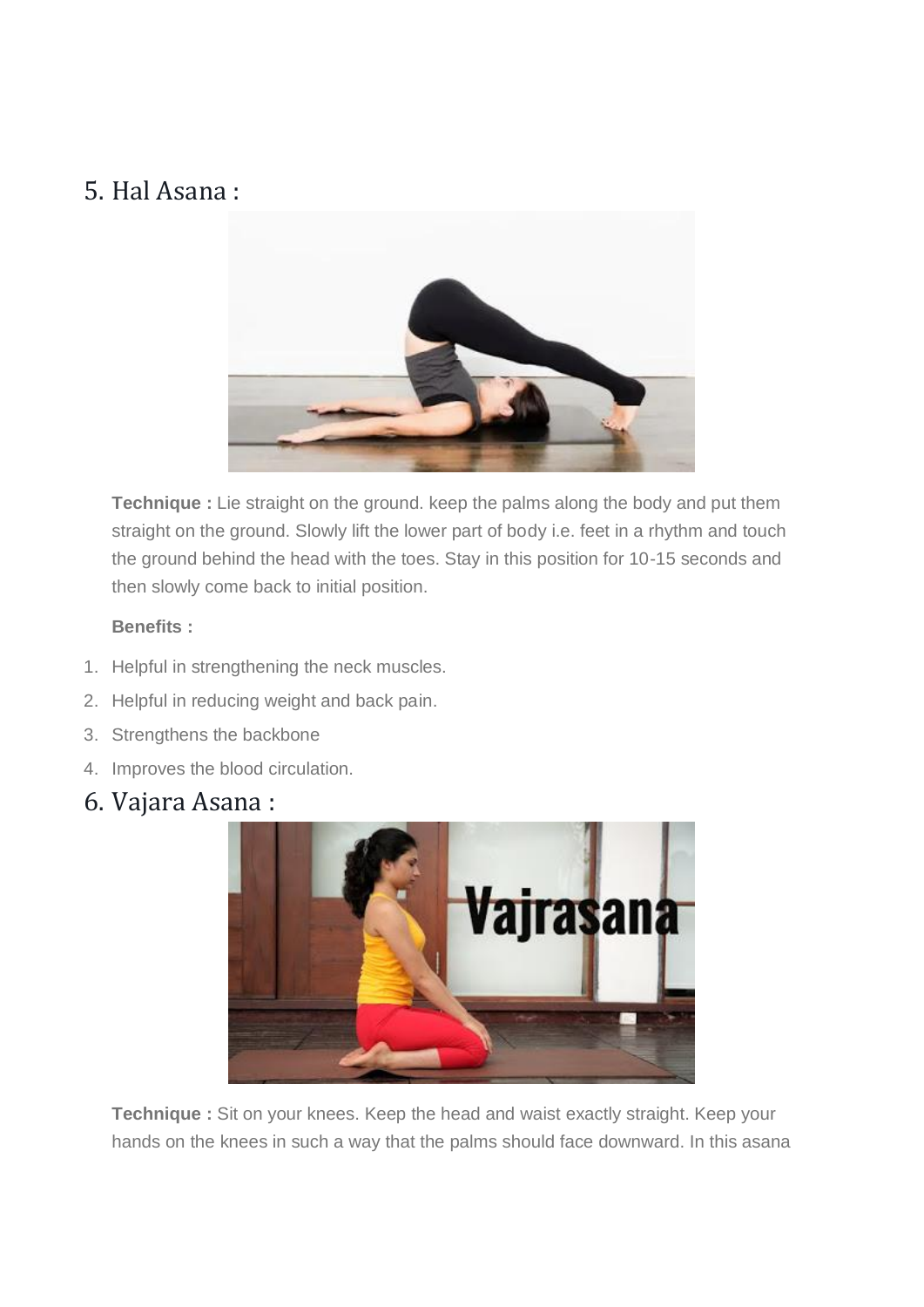## 5. Hal Asana :

**Technique :** Lie straight on the ground. keep the palms along the body and put them straight on the ground. Slowly lift the lower part of body i.e. feet in a rhythm and touch the ground behind the head with the toes. Stay in this position for 10-15 seconds and then slowly come back to initial position.

**Benefits :**

1. Helpful in strengthening the neck muscles.
2. Helpful in reducing weight and back pain.
3. Strengthens the backbone
4. Improves the blood circulation.

## 6. Vajara Asana :

**Technique :** Sit on your knees. Keep the head and waist exactly straight. Keep your hands on the knees in such a way that the palms should face downward. In this asana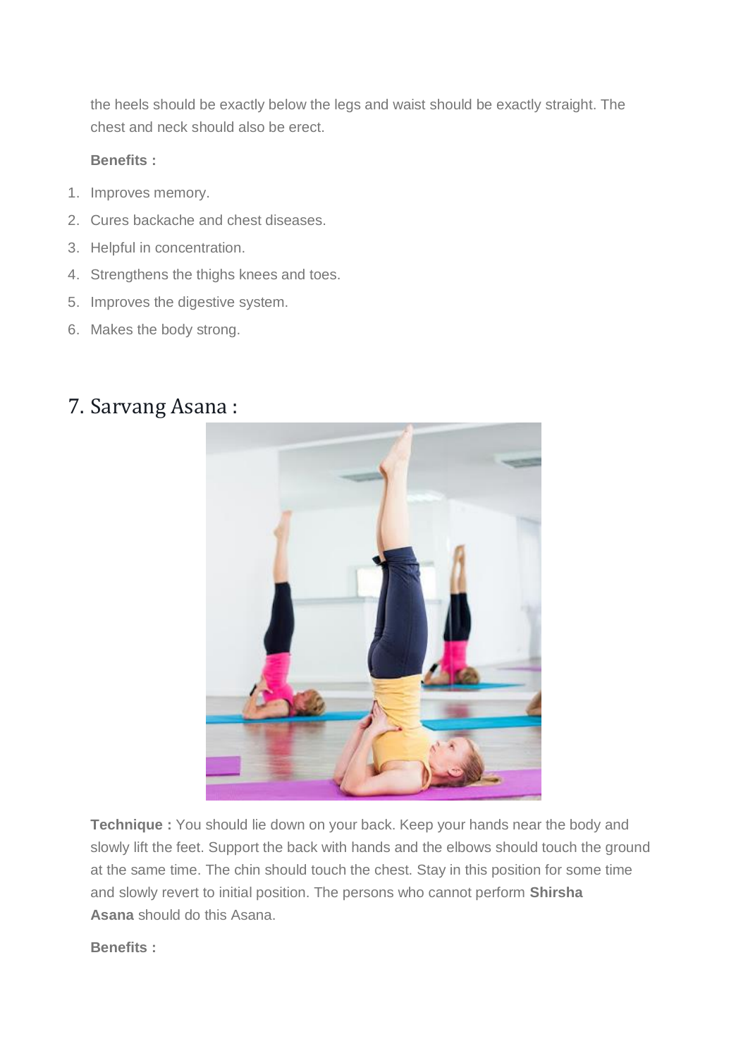the heels should be exactly below the legs and waist should be exactly straight. The chest and neck should also be erect.

**Benefits :**

1. Improves memory.
2. Cures backache and chest diseases.
3. Helpful in concentration.
4. Strengthens the thighs knees and toes.
5. Improves the digestive system.
6. Makes the body strong.

## 7. Sarvang Asana :

**Technique :** You should lie down on your back. Keep your hands near the body and slowly lift the feet. Support the back with hands and the elbows should touch the ground at the same time. The chin should touch the chest. Stay in this position for some time and slowly revert to initial position. The persons who cannot perform **Shirsha Asana** should do this Asana.

**Benefits :**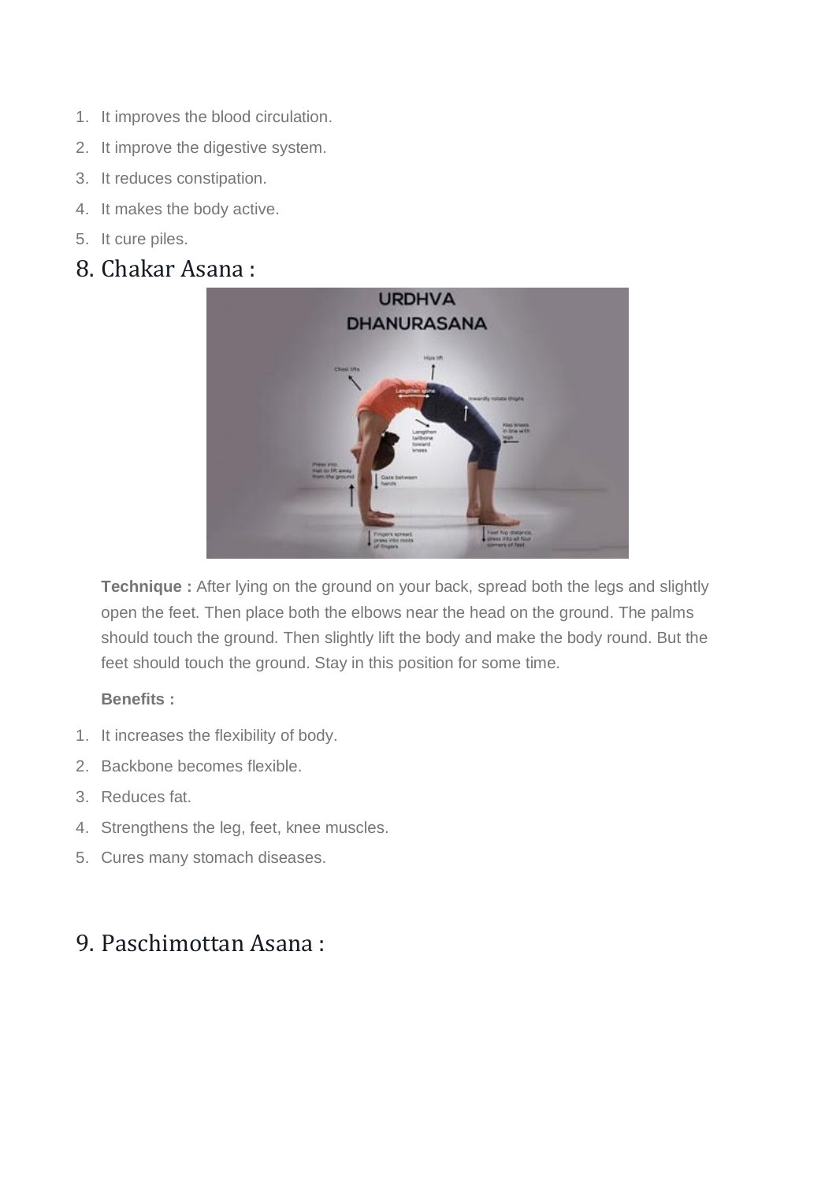1. It improves the blood circulation.
2. It improve the digestive system.
3. It reduces constipation.
4. It makes the body active.
5. It cure piles.

## 8. Chakar Asana :

**Technique :** After lying on the ground on your back, spread both the legs and slightly open the feet. Then place both the elbows near the head on the ground. The palms should touch the ground. Then slightly lift the body and make the body round. But the feet should touch the ground. Stay in this position for some time.

**Benefits :**

1. It increases the flexibility of body.
2. Backbone becomes flexible.
3. Reduces fat.
4. Strengthens the leg, feet, knee muscles.
5. Cures many stomach diseases.

## 9. Paschimottan Asana :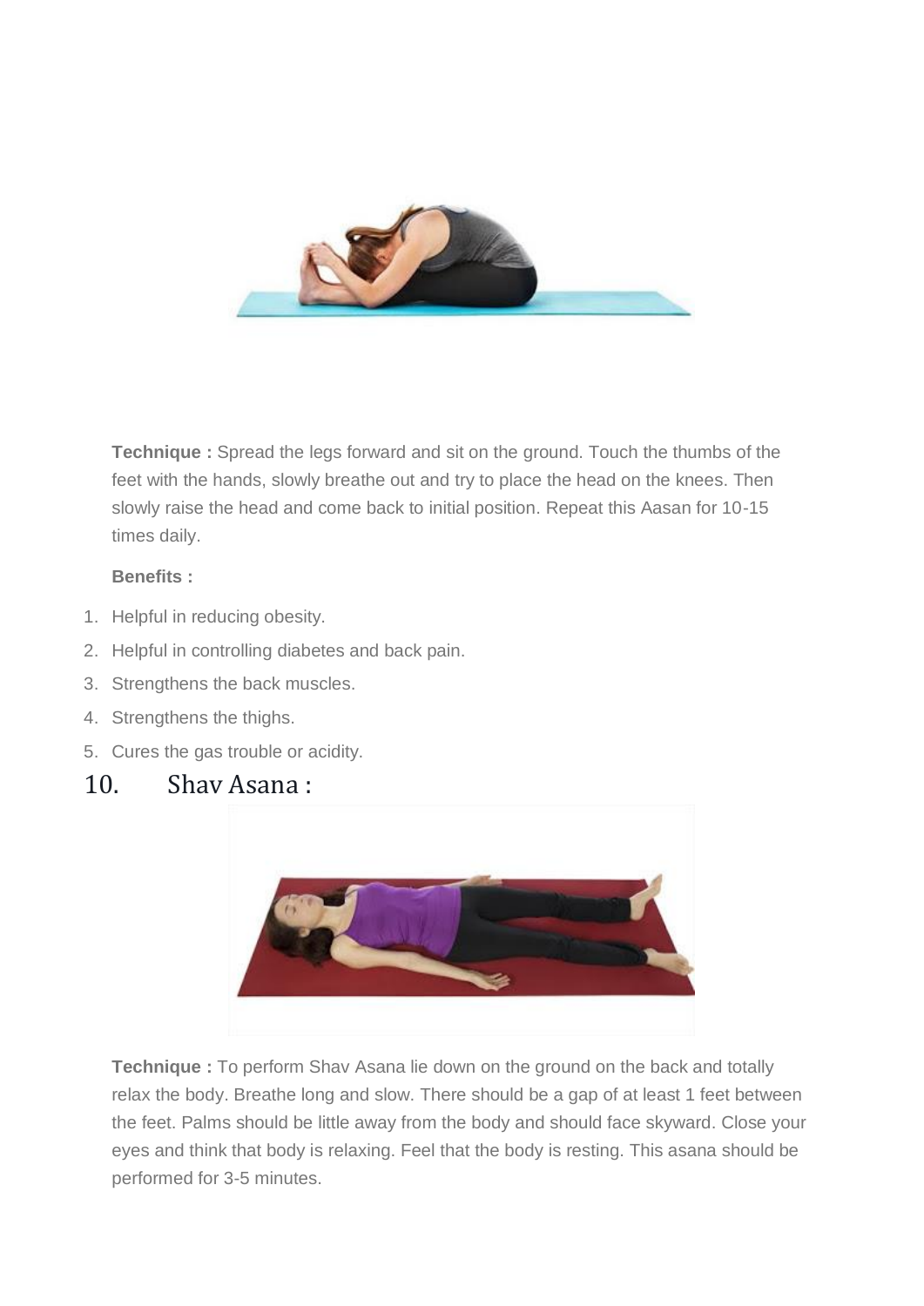**Technique :** Spread the legs forward and sit on the ground. Touch the thumbs of the feet with the hands, slowly breathe out and try to place the head on the knees. Then slowly raise the head and come back to initial position. Repeat this Aasan for 10-15 times daily.

**Benefits :**

1. Helpful in reducing obesity.
2. Helpful in controlling diabetes and back pain.
3. Strengthens the back muscles.
4. Strengthens the thighs.
5. Cures the gas trouble or acidity.

## 10. Shav Asana :

**Technique :** To perform Shav Asana lie down on the ground on the back and totally relax the body. Breathe long and slow. There should be a gap of at least 1 feet between the feet. Palms should be little away from the body and should face skyward. Close your eyes and think that body is relaxing. Feel that the body is resting. This asana should be performed for 3-5 minutes.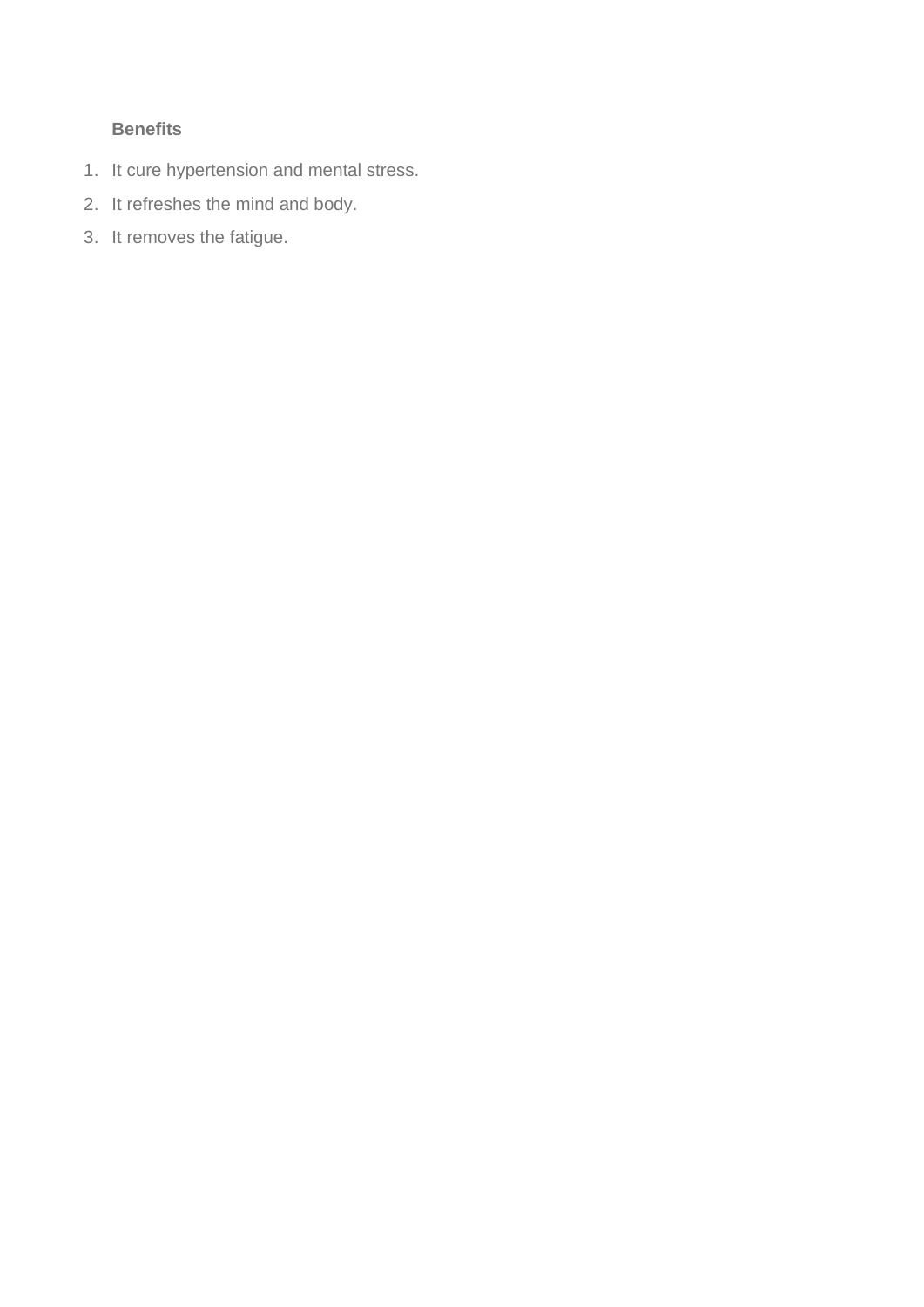**Benefits**

1. It cure hypertension and mental stress.
2. It refreshes the mind and body.
3. It removes the fatigue.